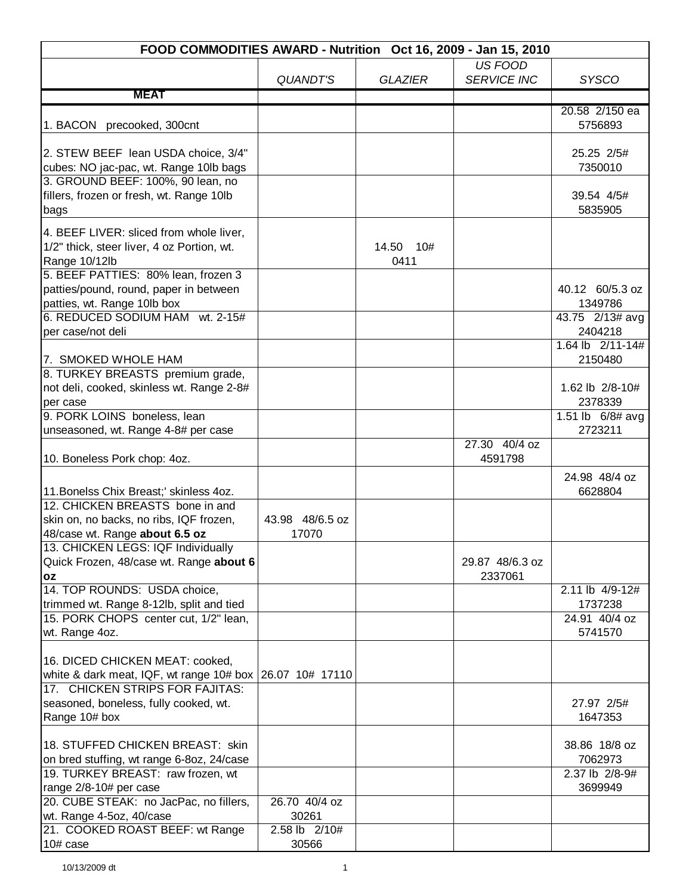| FOOD COMMODITIES AWARD - Nutrition Oct 16, 2009 - Jan 15, 2010 | | | | |
|---|---|---|---|---|
| | *QUANDT'S* | *GLAZIER* | *US FOOD SERVICE INC* | *SYSCO* |
| **MEAT** | | | | |
| 1. BACON precooked, 300cnt | | | | 20.58 2/150 ea 5756893 |
| 2. STEW BEEF lean USDA choice, 3/4" cubes: NO jac-pac, wt. Range 10lb bags | | | | 25.25 2/5# 7350010 |
| 3. GROUND BEEF: 100%, 90 lean, no fillers, frozen or fresh, wt. Range 10lb bags | | | | 39.54 4/5# 5835905 |
| 4. BEEF LIVER: sliced from whole liver, 1/2" thick, steer liver, 4 oz Portion, wt. Range 10/12lb | | 14.50 10# 0411 | | |
| 5. BEEF PATTIES: 80% lean, frozen 3 patties/pound, round, paper in between patties, wt. Range 10lb box | | | | 40.12 60/5.3 oz 1349786 |
| 6. REDUCED SODIUM HAM wt. 2-15# per case/not deli | | | | 43.75 2/13# avg 2404218 |
| 7. SMOKED WHOLE HAM | | | | 1.64 lb 2/11-14# 2150480 |
| 8. TURKEY BREASTS premium grade, not deli, cooked, skinless wt. Range 2-8# per case | | | | 1.62 lb 2/8-10# 2378339 |
| 9. PORK LOINS boneless, lean unseasoned, wt. Range 4-8# per case | | | | 1.51 lb 6/8# avg 2723211 |
| 10. Boneless Pork chop: 4oz. | | | 27.30 40/4 oz 4591798 | |
| 11.Bonelss Chix Breast;' skinless 4oz. | | | | 24.98 48/4 oz 6628804 |
| 12. CHICKEN BREASTS bone in and skin on, no backs, no ribs, IQF frozen, 48/case wt. Range **about 6.5 oz** | 43.98 48/6.5 oz 17070 | | | |
| 13. CHICKEN LEGS: IQF Individually Quick Frozen, 48/case wt. Range **about 6 oz** | | | 29.87 48/6.3 oz 2337061 | |
| 14. TOP ROUNDS: USDA choice, trimmed wt. Range 8-12lb, split and tied | | | | 2.11 lb 4/9-12# 1737238 |
| 15. PORK CHOPS center cut, 1/2" lean, wt. Range 4oz. | | | | 24.91 40/4 oz 5741570 |
| 16. DICED CHICKEN MEAT: cooked, white & dark meat, IQF, wt range 10# box | 26.07 10# 17110 | | | |
| 17. CHICKEN STRIPS FOR FAJITAS: seasoned, boneless, fully cooked, wt. Range 10# box | | | | 27.97 2/5# 1647353 |
| 18. STUFFED CHICKEN BREAST: skin on bred stuffing, wt range 6-8oz, 24/case | | | | 38.86 18/8 oz 7062973 |
| 19. TURKEY BREAST: raw frozen, wt range 2/8-10# per case | | | | 2.37 lb 2/8-9# 3699949 |
| 20. CUBE STEAK: no JacPac, no fillers, wt. Range 4-5oz, 40/case | 26.70 40/4 oz 30261 | | | |
| 21. COOKED ROAST BEEF: wt Range 10# case | 2.58 lb 2/10# 30566 | | | |

10/13/2009 dt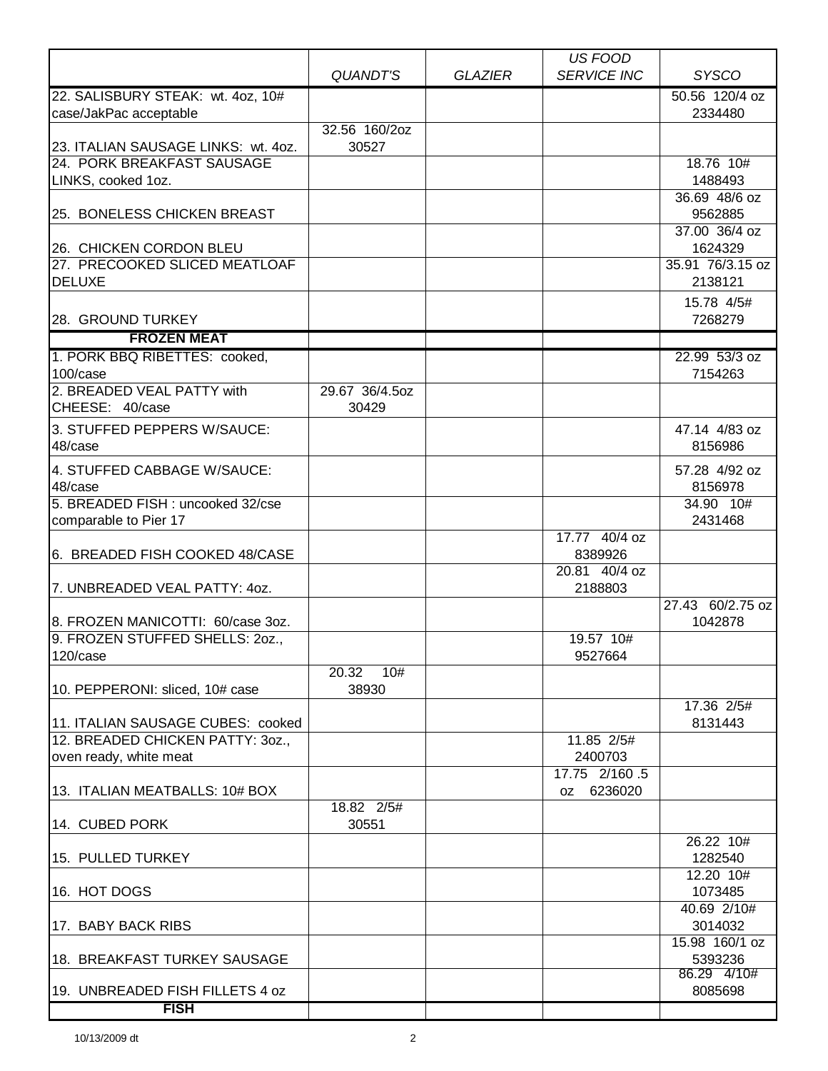| | *QUANDT'S* | *GLAZIER* | *US FOOD SERVICE INC* | *SYSCO* |
|---|---|---|---|---|
| 22. SALISBURY STEAK: wt. 4oz, 10# case/JakPac acceptable | | | | 50.56 120/4 oz 2334480 |
| 23. ITALIAN SAUSAGE LINKS: wt. 4oz. | 32.56 160/2oz 30527 | | | |
| 24. PORK BREAKFAST SAUSAGE LINKS, cooked 1oz. | | | | 18.76 10# 1488493 |
| 25. BONELESS CHICKEN BREAST | | | | 36.69 48/6 oz 9562885 |
| 26. CHICKEN CORDON BLEU | | | | 37.00 36/4 oz 1624329 |
| 27. PRECOOKED SLICED MEATLOAF DELUXE | | | | 35.91 76/3.15 oz 2138121 |
| 28. GROUND TURKEY | | | | 15.78 4/5# 7268279 |
| **FROZEN MEAT** | | | | |
| 1. PORK BBQ RIBETTES: cooked, 100/case | | | | 22.99 53/3 oz 7154263 |
| 2. BREADED VEAL PATTY with CHEESE: 40/case | 29.67 36/4.5oz 30429 | | | |
| 3. STUFFED PEPPERS W/SAUCE: 48/case | | | | 47.14 4/83 oz 8156986 |
| 4. STUFFED CABBAGE W/SAUCE: 48/case | | | | 57.28 4/92 oz 8156978 |
| 5. BREADED FISH : uncooked 32/cse comparable to Pier 17 | | | | 34.90 10# 2431468 |
| 6. BREADED FISH COOKED 48/CASE | | | 17.77 40/4 oz 8389926 | |
| 7. UNBREADED VEAL PATTY: 4oz. | | | 20.81 40/4 oz 2188803 | |
| 8. FROZEN MANICOTTI: 60/case 3oz. | | | | 27.43 60/2.75 oz 1042878 |
| 9. FROZEN STUFFED SHELLS: 2oz., 120/case | | | 19.57 10# 9527664 | |
| 10. PEPPERONI: sliced, 10# case | 20.32 10# 38930 | | | |
| 11. ITALIAN SAUSAGE CUBES: cooked | | | | 17.36 2/5# 8131443 |
| 12. BREADED CHICKEN PATTY: 3oz., oven ready, white meat | | | 11.85 2/5# 2400703 | |
| 13. ITALIAN MEATBALLS: 10# BOX | | | 17.75 2/160 .5 oz 6236020 | |
| 14. CUBED PORK | 18.82 2/5# 30551 | | | |
| 15. PULLED TURKEY | | | | 26.22 10# 1282540 |
| 16. HOT DOGS | | | | 12.20 10# 1073485 |
| 17. BABY BACK RIBS | | | | 40.69 2/10# 3014032 |
| 18. BREAKFAST TURKEY SAUSAGE | | | | 15.98 160/1 oz 5393236 |
| 19. UNBREADED FISH FILLETS 4 oz | | | | 86.29 4/10# 8085698 |
| **FISH** | | | | |

10/13/2009 dt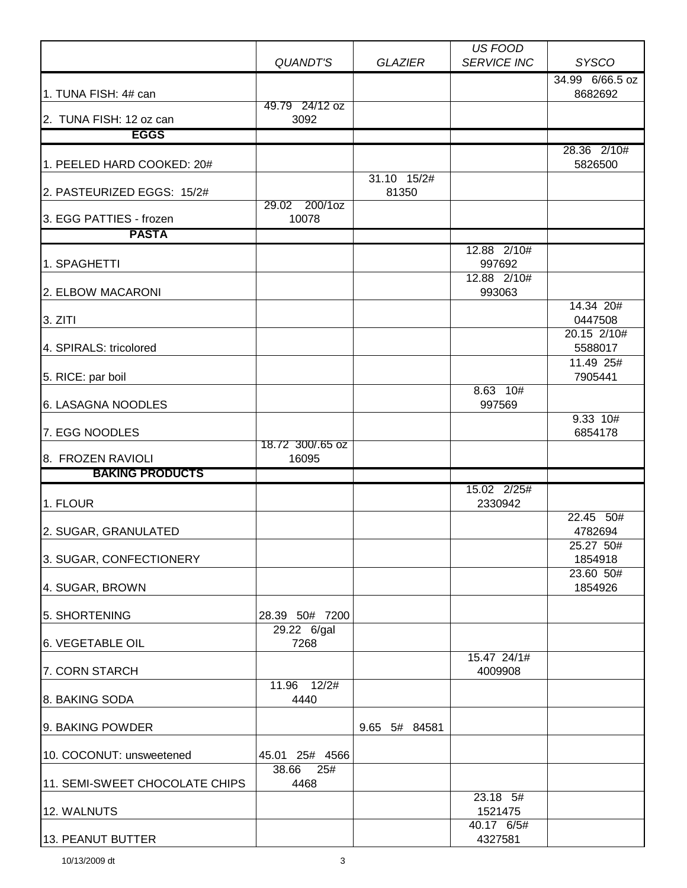| | *QUANDT'S* | *GLAZIER* | *US FOOD SERVICE INC* | *SYSCO* |
|---|---|---|---|---|
| 1. TUNA FISH: 4# can | | | | 34.99 6/66.5 oz 8682692 |
| 2. TUNA FISH: 12 oz can | 49.79 24/12 oz 3092 | | | |
| **EGGS** | | | | |
| 1. PEELED HARD COOKED: 20# | | | | 28.36 2/10# 5826500 |
| 2. PASTEURIZED EGGS: 15/2# | | 31.10 15/2# 81350 | | |
| 3. EGG PATTIES - frozen | 29.02 200/1oz 10078 | | | |
| **PASTA** | | | | |
| 1. SPAGHETTI | | | 12.88 2/10# 997692 | |
| 2. ELBOW MACARONI | | | 12.88 2/10# 993063 | |
| 3. ZITI | | | | 14.34 20# 0447508 |
| 4. SPIRALS: tricolored | | | | 20.15 2/10# 5588017 |
| 5. RICE: par boil | | | | 11.49 25# 7905441 |
| 6. LASAGNA NOODLES | | | 8.63 10# 997569 | |
| 7. EGG NOODLES | | | | 9.33 10# 6854178 |
| 8. FROZEN RAVIOLI | 18.72 300/.65 oz 16095 | | | |
| **BAKING PRODUCTS** | | | | |
| 1. FLOUR | | | 15.02 2/25# 2330942 | |
| 2. SUGAR, GRANULATED | | | | 22.45 50# 4782694 |
| 3. SUGAR, CONFECTIONERY | | | | 25.27 50# 1854918 |
| 4. SUGAR, BROWN | | | | 23.60 50# 1854926 |
| 5. SHORTENING | 28.39 50# 7200 | | | |
| 6. VEGETABLE OIL | 29.22 6/gal 7268 | | | |
| 7. CORN STARCH | | | 15.47 24/1# 4009908 | |
| 8. BAKING SODA | 11.96 12/2# 4440 | | | |
| 9. BAKING POWDER | | 9.65 5# 84581 | | |
| 10. COCONUT: unsweetened | 45.01 25# 4566 | | | |
| 11. SEMI-SWEET CHOCOLATE CHIPS | 38.66 25# 4468 | | | |
| 12. WALNUTS | | | 23.18 5# 1521475 | |
| 13. PEANUT BUTTER | | | 40.17 6/5# 4327581 | |

10/13/2009 dt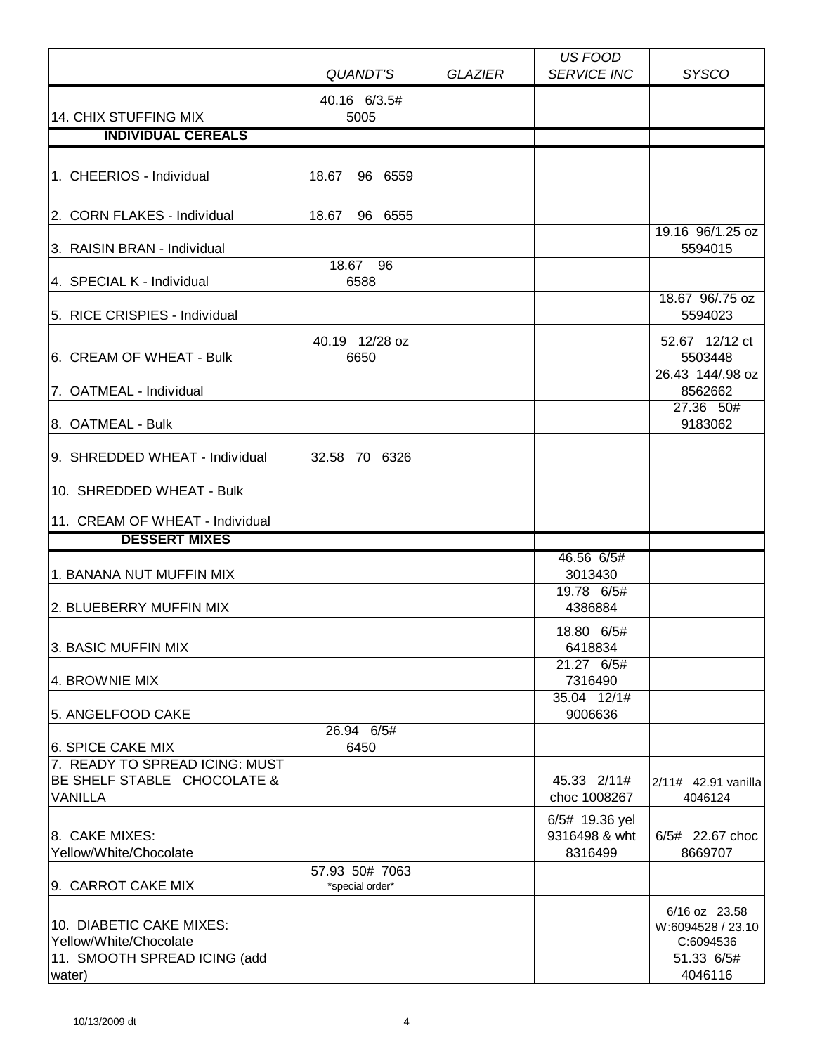| | QUANDT'S | GLAZIER | US FOOD SERVICE INC | SYSCO |
|---|---|---|---|---|
| 14. CHIX STUFFING MIX | 40.16 6/3.5# 5005 | | | |
| **INDIVIDUAL CEREALS** | | | | |
| 1. CHEERIOS - Individual | 18.67 96 6559 | | | |
| 2. CORN FLAKES - Individual | 18.67 96 6555 | | | |
| 3. RAISIN BRAN - Individual | | | | 19.16 96/1.25 oz 5594015 |
| 4. SPECIAL K - Individual | 18.67 96 6588 | | | |
| 5. RICE CRISPIES - Individual | | | | 18.67 96/.75 oz 5594023 |
| 6. CREAM OF WHEAT - Bulk | 40.19 12/28 oz 6650 | | | 52.67 12/12 ct 5503448 |
| 7. OATMEAL - Individual | | | | 26.43 144/.98 oz 8562662 |
| 8. OATMEAL - Bulk | | | | 27.36 50# 9183062 |
| 9. SHREDDED WHEAT - Individual | 32.58 70 6326 | | | |
| 10. SHREDDED WHEAT - Bulk | | | | |
| 11. CREAM OF WHEAT - Individual | | | | |
| **DESSERT MIXES** | | | | |
| 1. BANANA NUT MUFFIN MIX | | | 46.56 6/5# 3013430 | |
| 2. BLUEBERRY MUFFIN MIX | | | 19.78 6/5# 4386884 | |
| 3. BASIC MUFFIN MIX | | | 18.80 6/5# 6418834 | |
| 4. BROWNIE MIX | | | 21.27 6/5# 7316490 | |
| 5. ANGELFOOD CAKE | | | 35.04 12/1# 9006636 | |
| 6. SPICE CAKE MIX | 26.94 6/5# 6450 | | | |
| 7. READY TO SPREAD ICING: MUST BE SHELF STABLE CHOCOLATE & VANILLA | | | 45.33 2/11# choc 1008267 | 2/11# 42.91 vanilla 4046124 |
| 8. CAKE MIXES: Yellow/White/Chocolate | | | 6/5# 19.36 yel 9316498 & wht 8316499 | 6/5# 22.67 choc 8669707 |
| 9. CARROT CAKE MIX | 57.93 50# 7063 *special order* | | | |
| 10. DIABETIC CAKE MIXES: Yellow/White/Chocolate | | | | 6/16 oz 23.58 W:6094528 / 23.10 C:6094536 |
| 11. SMOOTH SPREAD ICING (add water) | | | | 51.33 6/5# 4046116 |

10/13/2009 dt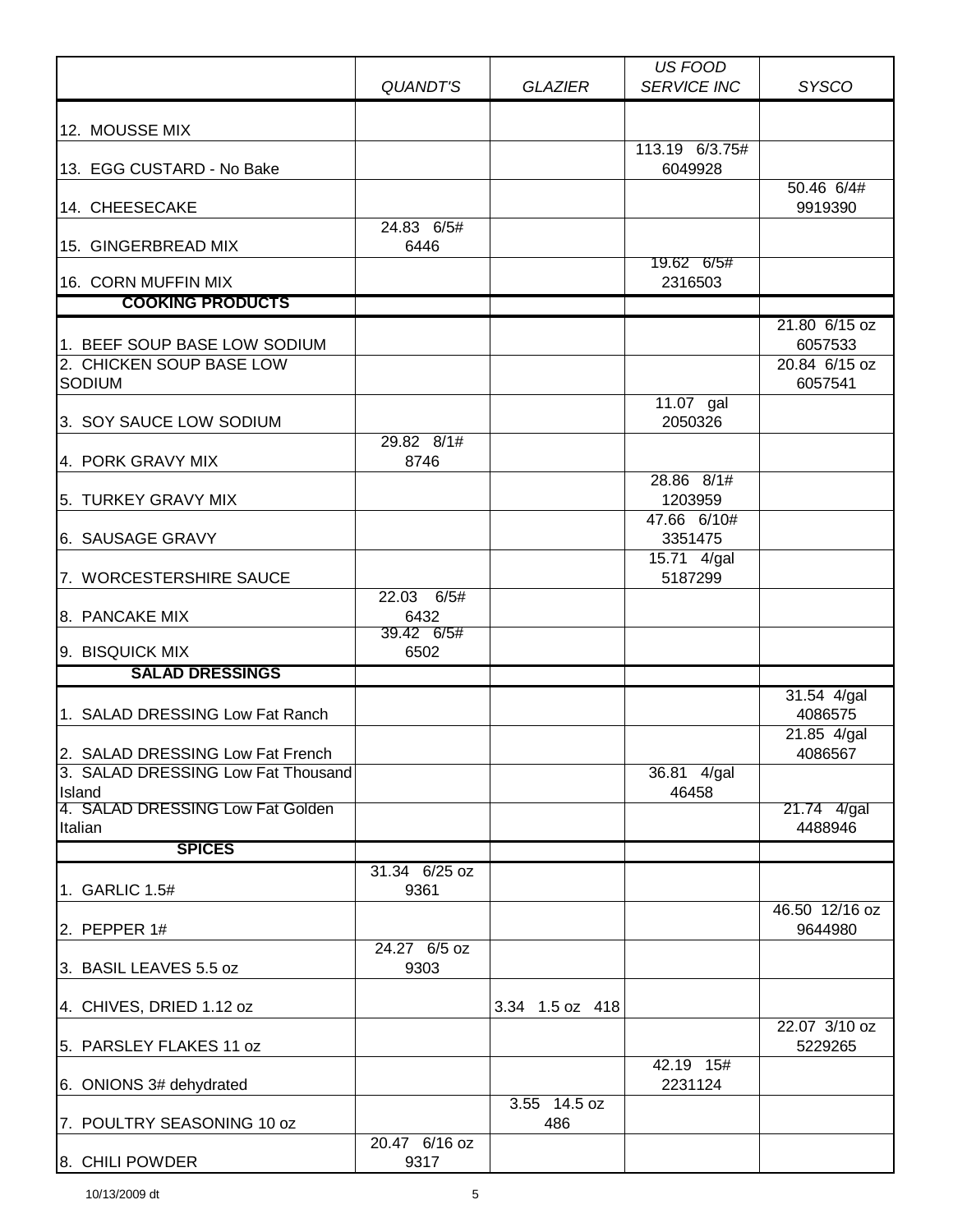| | *QUANDT'S* | *GLAZIER* | *US FOOD SERVICE INC* | *SYSCO* |
|---|---|---|---|---|
| 12. MOUSSE MIX | | | | |
| 13. EGG CUSTARD - No Bake | | | 113.19 6/3.75# 6049928 | |
| 14. CHEESECAKE | | | | 50.46 6/4# 9919390 |
| 15. GINGERBREAD MIX | 24.83 6/5# 6446 | | | |
| 16. CORN MUFFIN MIX | | | 19.62 6/5# 2316503 | |
| **COOKING PRODUCTS** | | | | |
| 1. BEEF SOUP BASE LOW SODIUM | | | | 21.80 6/15 oz 6057533 |
| 2. CHICKEN SOUP BASE LOW SODIUM | | | | 20.84 6/15 oz 6057541 |
| 3. SOY SAUCE LOW SODIUM | | | 11.07 gal 2050326 | |
| 4. PORK GRAVY MIX | 29.82 8/1# 8746 | | | |
| 5. TURKEY GRAVY MIX | | | 28.86 8/1# 1203959 | |
| 6. SAUSAGE GRAVY | | | 47.66 6/10# 3351475 | |
| 7. WORCESTERSHIRE SAUCE | | | 15.71 4/gal 5187299 | |
| 8. PANCAKE MIX | 22.03 6/5# 6432 | | | |
| 9. BISQUICK MIX | 39.42 6/5# 6502 | | | |
| **SALAD DRESSINGS** | | | | |
| 1. SALAD DRESSING Low Fat Ranch | | | | 31.54 4/gal 4086575 |
| 2. SALAD DRESSING Low Fat French | | | | 21.85 4/gal 4086567 |
| 3. SALAD DRESSING Low Fat Thousand Island | | | 36.81 4/gal 46458 | |
| 4. SALAD DRESSING Low Fat Golden Italian | | | | 21.74 4/gal 4488946 |
| **SPICES** | | | | |
| 1. GARLIC 1.5# | 31.34 6/25 oz 9361 | | | |
| 2. PEPPER 1# | | | | 46.50 12/16 oz 9644980 |
| 3. BASIL LEAVES 5.5 oz | 24.27 6/5 oz 9303 | | | |
| 4. CHIVES, DRIED 1.12 oz | | 3.34 1.5 oz 418 | | |
| 5. PARSLEY FLAKES 11 oz | | | | 22.07 3/10 oz 5229265 |
| 6. ONIONS 3# dehydrated | | | 42.19 15# 2231124 | |
| 7. POULTRY SEASONING 10 oz | | 3.55 14.5 oz 486 | | |
| 8. CHILI POWDER | 20.47 6/16 oz 9317 | | | |

10/13/2009 dt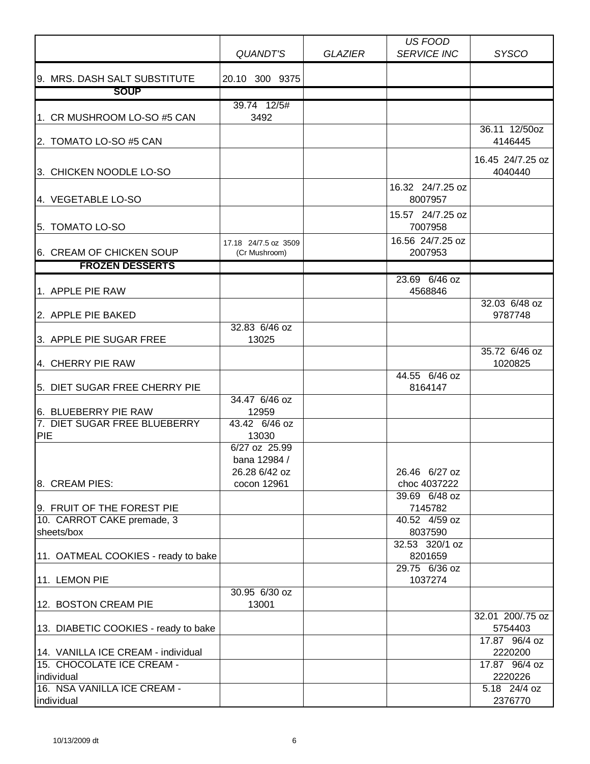| | *QUANDT'S* | *GLAZIER* | *US FOOD SERVICE INC* | *SYSCO* |
|---|---|---|---|---|
| 9. MRS. DASH SALT SUBSTITUTE | 20.10 300 9375 | | | |
| **SOUP** | | | | |
| 1. CR MUSHROOM LO-SO #5 CAN | 39.74 12/5# 3492 | | | |
| 2. TOMATO LO-SO #5 CAN | | | | 36.11 12/50oz 4146445 |
| 3. CHICKEN NOODLE LO-SO | | | | 16.45 24/7.25 oz 4040440 |
| 4. VEGETABLE LO-SO | | | 16.32 24/7.25 oz 8007957 | |
| 5. TOMATO LO-SO | | | 15.57 24/7.25 oz 7007958 | |
| 6. CREAM OF CHICKEN SOUP | 17.18 24/7.5 oz 3509 (Cr Mushroom) | | 16.56 24/7.25 oz 2007953 | |
| **FROZEN DESSERTS** | | | | |
| 1. APPLE PIE RAW | | | 23.69 6/46 oz 4568846 | |
| 2. APPLE PIE BAKED | | | | 32.03 6/48 oz 9787748 |
| 3. APPLE PIE SUGAR FREE | 32.83 6/46 oz 13025 | | | |
| 4. CHERRY PIE RAW | | | | 35.72 6/46 oz 1020825 |
| 5. DIET SUGAR FREE CHERRY PIE | | | 44.55 6/46 oz 8164147 | |
| 6. BLUEBERRY PIE RAW | 34.47 6/46 oz 12959 | | | |
| 7. DIET SUGAR FREE BLUEBERRY PIE | 43.42 6/46 oz 13030 | | | |
| 8. CREAM PIES: | 6/27 oz 25.99 bana 12984 / 26.28 6/42 oz cocon 12961 | | 26.46 6/27 oz choc 4037222 | |
| 9. FRUIT OF THE FOREST PIE | | | 39.69 6/48 oz 7145782 | |
| 10. CARROT CAKE premade, 3 sheets/box | | | 40.52 4/59 oz 8037590 | |
| 11. OATMEAL COOKIES - ready to bake | | | 32.53 320/1 oz 8201659 | |
| 11. LEMON PIE | | | 29.75 6/36 oz 1037274 | |
| 12. BOSTON CREAM PIE | 30.95 6/30 oz 13001 | | | |
| 13. DIABETIC COOKIES - ready to bake | | | | 32.01 200/.75 oz 5754403 |
| 14. VANILLA ICE CREAM - individual | | | | 17.87 96/4 oz 2220200 |
| 15. CHOCOLATE ICE CREAM - individual | | | | 17.87 96/4 oz 2220226 |
| 16. NSA VANILLA ICE CREAM - individual | | | | 5.18 24/4 oz 2376770 |

10/13/2009 dt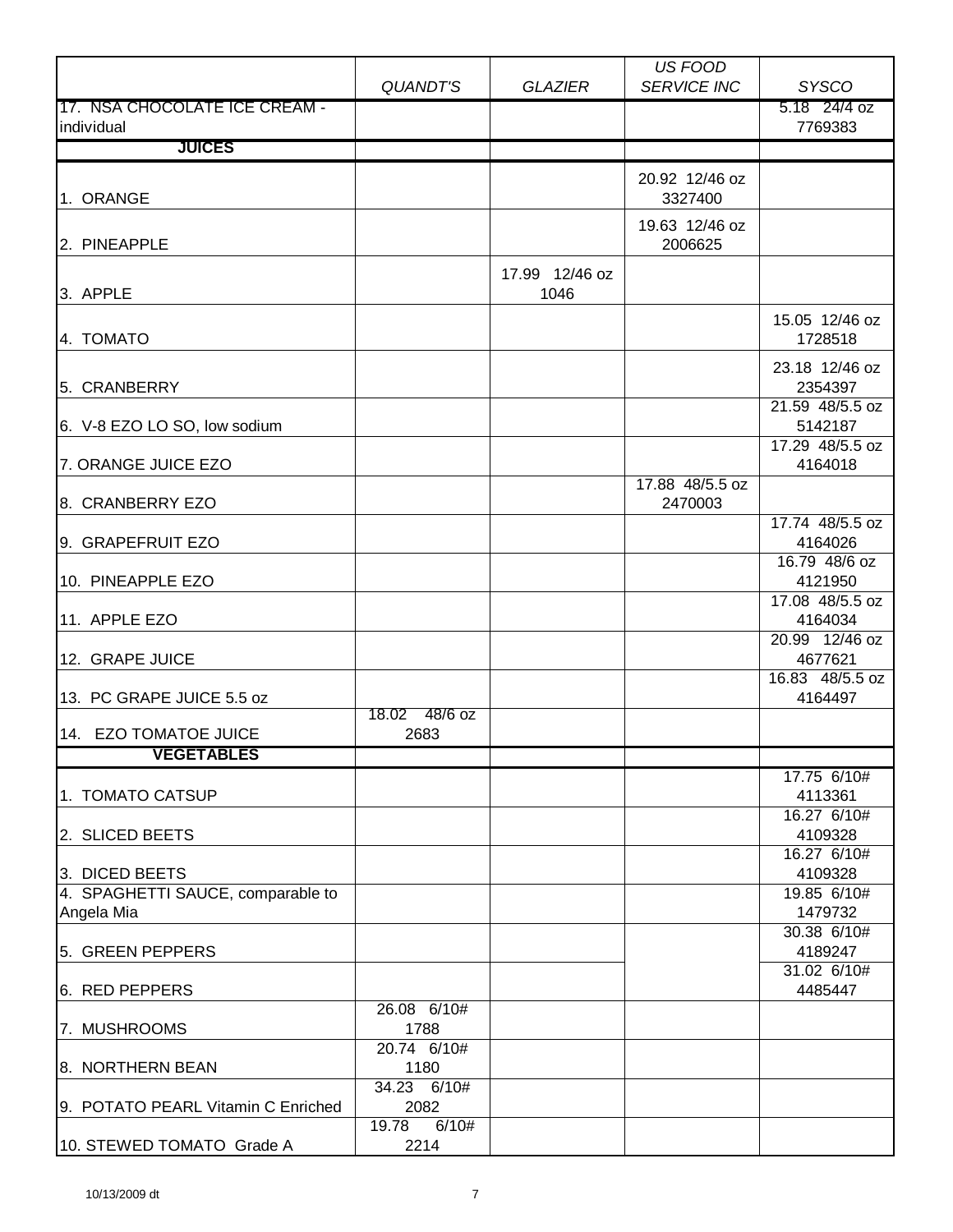|  | *QUANDT'S* | *GLAZIER* | *US FOOD SERVICE INC* | *SYSCO* |
|---|---|---|---|---|
| 17. NSA CHOCOLATE ICE CREAM - individual |  |  |  | 5.18 24/4 oz 7769383 |
| **JUICES** |  |  |  |  |
| 1. ORANGE |  |  | 20.92 12/46 oz 3327400 |  |
| 2. PINEAPPLE |  |  | 19.63 12/46 oz 2006625 |  |
| 3. APPLE |  | 17.99 12/46 oz 1046 |  |  |
| 4. TOMATO |  |  |  | 15.05 12/46 oz 1728518 |
| 5. CRANBERRY |  |  |  | 23.18 12/46 oz 2354397 |
| 6. V-8 EZO LO SO, low sodium |  |  |  | 21.59 48/5.5 oz 5142187 |
| 7. ORANGE JUICE EZO |  |  |  | 17.29 48/5.5 oz 4164018 |
| 8. CRANBERRY EZO |  |  | 17.88 48/5.5 oz 2470003 |  |
| 9. GRAPEFRUIT EZO |  |  |  | 17.74 48/5.5 oz 4164026 |
| 10. PINEAPPLE EZO |  |  |  | 16.79 48/6 oz 4121950 |
| 11. APPLE EZO |  |  |  | 17.08 48/5.5 oz 4164034 |
| 12. GRAPE JUICE |  |  |  | 20.99 12/46 oz 4677621 |
| 13. PC GRAPE JUICE 5.5 oz |  |  |  | 16.83 48/5.5 oz 4164497 |
| 14. EZO TOMATOE JUICE | 18.02 48/6 oz 2683 |  |  |  |
| **VEGETABLES** |  |  |  |  |
| 1. TOMATO CATSUP |  |  |  | 17.75 6/10# 4113361 |
| 2. SLICED BEETS |  |  |  | 16.27 6/10# 4109328 |
| 3. DICED BEETS |  |  |  | 16.27 6/10# 4109328 |
| 4. SPAGHETTI SAUCE, comparable to Angela Mia |  |  |  | 19.85 6/10# 1479732 |
| 5. GREEN PEPPERS |  |  |  | 30.38 6/10# 4189247 |
| 6. RED PEPPERS |  |  |  | 31.02 6/10# 4485447 |
| 7. MUSHROOMS | 26.08 6/10# 1788 |  |  |  |
| 8. NORTHERN BEAN | 20.74 6/10# 1180 |  |  |  |
| 9. POTATO PEARL Vitamin C Enriched | 34.23 6/10# 2082 |  |  |  |
| 10. STEWED TOMATO Grade A | 19.78 6/10# 2214 |  |  |  |

10/13/2009 dt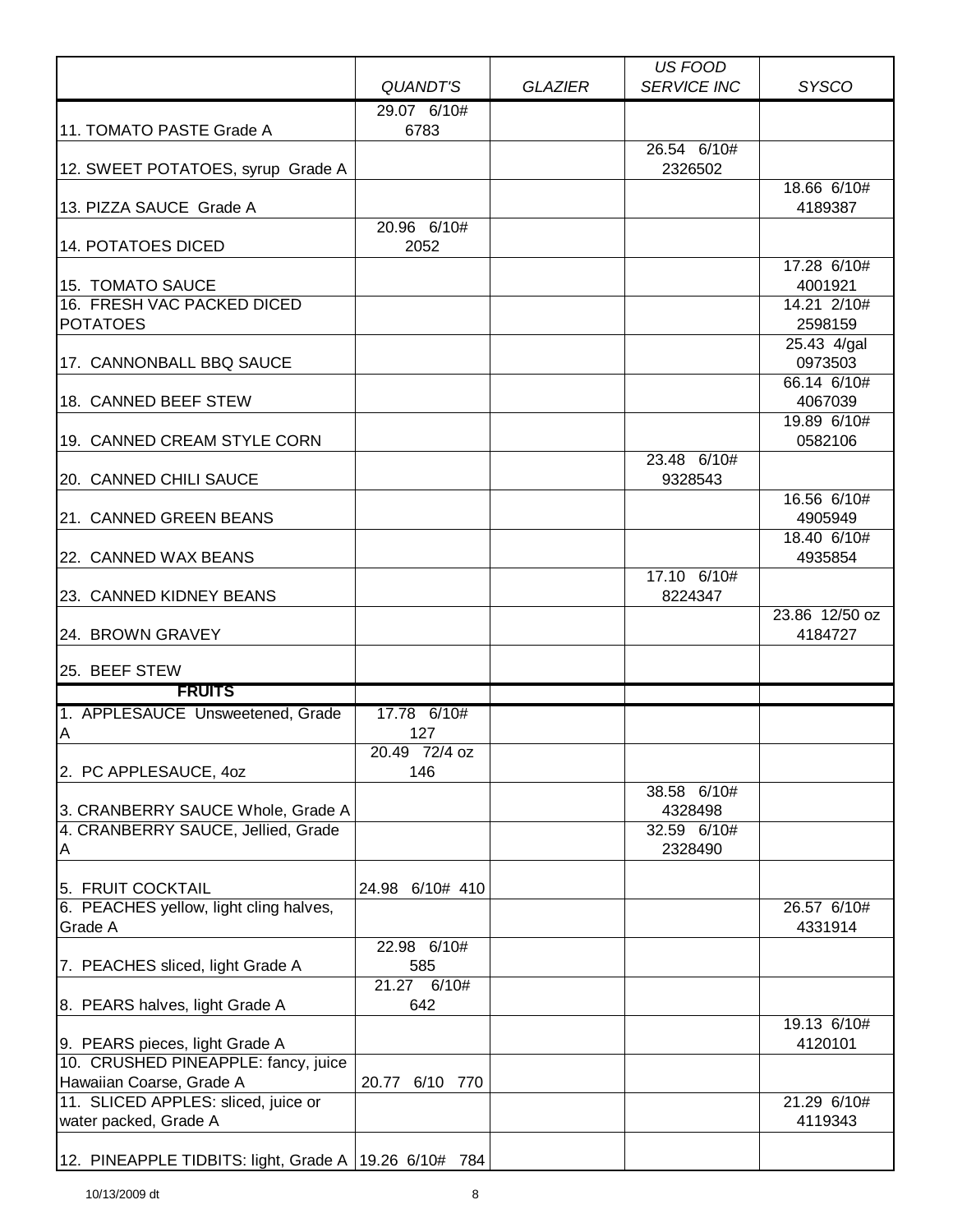| | *QUANDT'S* | *GLAZIER* | *US FOOD SERVICE INC* | *SYSCO* |
|---|---|---|---|---|
| 11. TOMATO PASTE Grade A | 29.07 6/10# 6783 | | | |
| 12. SWEET POTATOES, syrup Grade A | | | 26.54 6/10# 2326502 | |
| 13. PIZZA SAUCE Grade A | | | | 18.66 6/10# 4189387 |
| 14. POTATOES DICED | 20.96 6/10# 2052 | | | |
| 15. TOMATO SAUCE | | | | 17.28 6/10# 4001921 |
| 16. FRESH VAC PACKED DICED POTATOES | | | | 14.21 2/10# 2598159 |
| 17. CANNONBALL BBQ SAUCE | | | | 25.43 4/gal 0973503 |
| 18. CANNED BEEF STEW | | | | 66.14 6/10# 4067039 |
| 19. CANNED CREAM STYLE CORN | | | | 19.89 6/10# 0582106 |
| 20. CANNED CHILI SAUCE | | | 23.48 6/10# 9328543 | |
| 21. CANNED GREEN BEANS | | | | 16.56 6/10# 4905949 |
| 22. CANNED WAX BEANS | | | | 18.40 6/10# 4935854 |
| 23. CANNED KIDNEY BEANS | | | 17.10 6/10# 8224347 | |
| 24. BROWN GRAVEY | | | | 23.86 12/50 oz 4184727 |
| 25. BEEF STEW | | | | |
| **FRUITS** | | | | |
| 1. APPLESAUCE Unsweetened, Grade A | 17.78 6/10# 127 | | | |
| 2. PC APPLESAUCE, 4oz | 20.49 72/4 oz 146 | | | |
| 3. CRANBERRY SAUCE Whole, Grade A | | | 38.58 6/10# 4328498 | |
| 4. CRANBERRY SAUCE, Jellied, Grade A | | | 32.59 6/10# 2328490 | |
| 5. FRUIT COCKTAIL | 24.98 6/10# 410 | | | |
| 6. PEACHES yellow, light cling halves, Grade A | | | | 26.57 6/10# 4331914 |
| 7. PEACHES sliced, light Grade A | 22.98 6/10# 585 | | | |
| 8. PEARS halves, light Grade A | 21.27 6/10# 642 | | | |
| 9. PEARS pieces, light Grade A | | | | 19.13 6/10# 4120101 |
| 10. CRUSHED PINEAPPLE: fancy, juice Hawaiian Coarse, Grade A | 20.77 6/10 770 | | | |
| 11. SLICED APPLES: sliced, juice or water packed, Grade A | | | | 21.29 6/10# 4119343 |
| 12. PINEAPPLE TIDBITS: light, Grade A | 19.26 6/10# 784 | | | |

10/13/2009 dt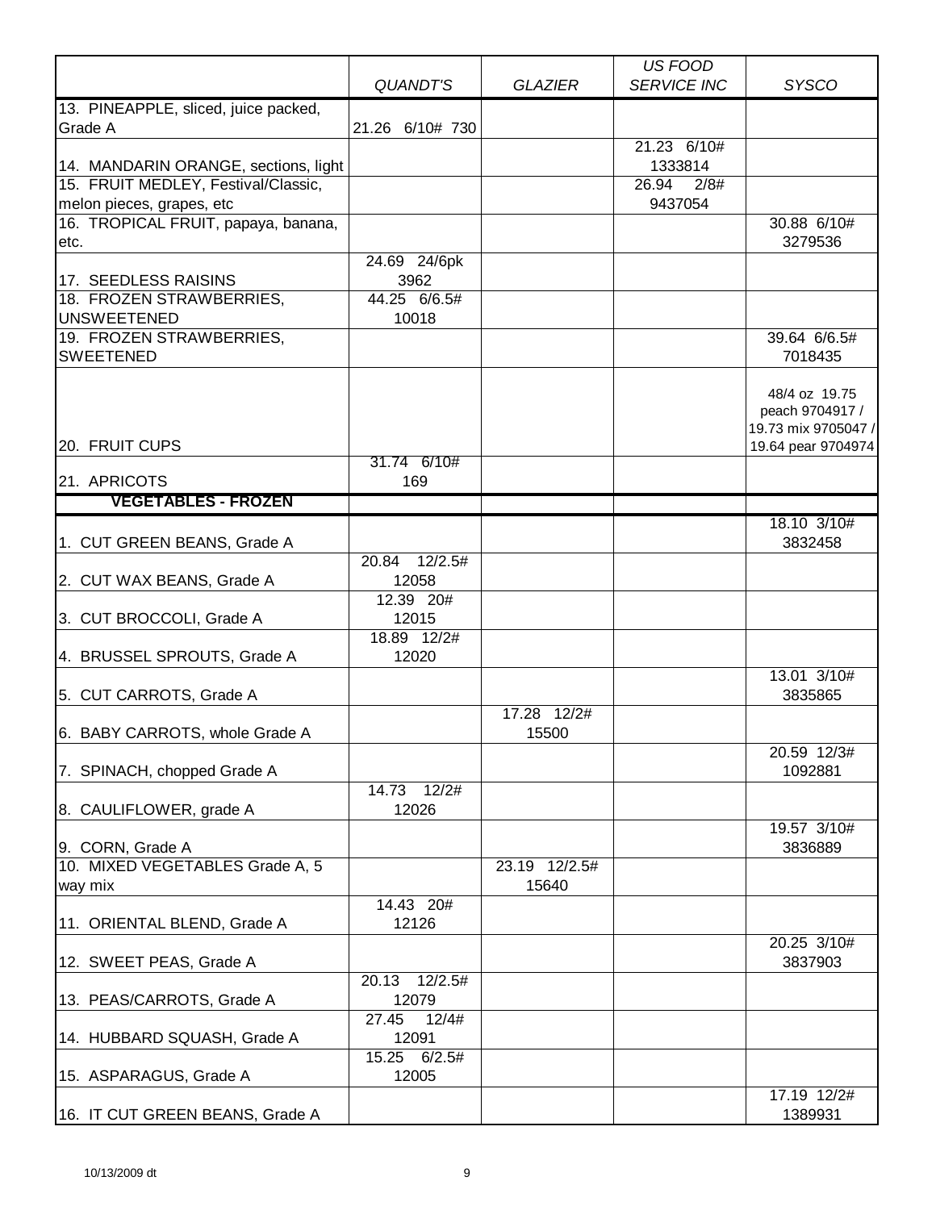| | QUANDT'S | GLAZIER | US FOOD SERVICE INC | SYSCO |
|---|---|---|---|---|
| 13. PINEAPPLE, sliced, juice packed, Grade A | 21.26 6/10# 730 | | | |
| 14. MANDARIN ORANGE, sections, light | | | 21.23 6/10# 1333814 | |
| 15. FRUIT MEDLEY, Festival/Classic, melon pieces, grapes, etc | | | 26.94 2/8# 9437054 | |
| 16. TROPICAL FRUIT, papaya, banana, etc. | | | | 30.88 6/10# 3279536 |
| 17. SEEDLESS RAISINS | 24.69 24/6pk 3962 | | | |
| 18. FROZEN STRAWBERRIES, UNSWEETENED | 44.25 6/6.5# 10018 | | | |
| 19. FROZEN STRAWBERRIES, SWEETENED | | | | 39.64 6/6.5# 7018435 |
| 20. FRUIT CUPS | | | | 48/4 oz 19.75 peach 9704917 / 19.73 mix 9705047 / 19.64 pear 9704974 |
| 21. APRICOTS | 31.74 6/10# 169 | | | |
| **VEGETABLES - FROZEN** | | | | |
| 1. CUT GREEN BEANS, Grade A | | | | 18.10 3/10# 3832458 |
| 2. CUT WAX BEANS, Grade A | 20.84 12/2.5# 12058 | | | |
| 3. CUT BROCCOLI, Grade A | 12.39 20# 12015 | | | |
| 4. BRUSSEL SPROUTS, Grade A | 18.89 12/2# 12020 | | | |
| 5. CUT CARROTS, Grade A | | | | 13.01 3/10# 3835865 |
| 6. BABY CARROTS, whole Grade A | | 17.28 12/2# 15500 | | |
| 7. SPINACH, chopped Grade A | | | | 20.59 12/3# 1092881 |
| 8. CAULIFLOWER, grade A | 14.73 12/2# 12026 | | | |
| 9. CORN, Grade A | | | | 19.57 3/10# 3836889 |
| 10. MIXED VEGETABLES Grade A, 5 way mix | | 23.19 12/2.5# 15640 | | |
| 11. ORIENTAL BLEND, Grade A | 14.43 20# 12126 | | | |
| 12. SWEET PEAS, Grade A | | | | 20.25 3/10# 3837903 |
| 13. PEAS/CARROTS, Grade A | 20.13 12/2.5# 12079 | | | |
| 14. HUBBARD SQUASH, Grade A | 27.45 12/4# 12091 | | | |
| 15. ASPARAGUS, Grade A | 15.25 6/2.5# 12005 | | | |
| 16. IT CUT GREEN BEANS, Grade A | | | | 17.19 12/2# 1389931 |

10/13/2009 dt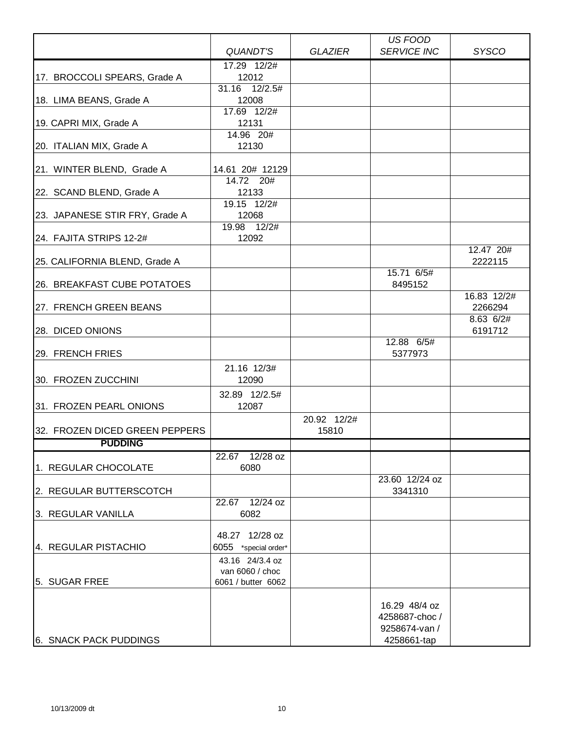| | *QUANDT'S* | *GLAZIER* | *US FOOD SERVICE INC* | *SYSCO* |
|---|---|---|---|---|
| 17. BROCCOLI SPEARS, Grade A | 17.29 12/2# 12012 | | | |
| 18. LIMA BEANS, Grade A | 31.16 12/2.5# 12008 | | | |
| 19. CAPRI MIX, Grade A | 17.69 12/2# 12131 | | | |
| 20. ITALIAN MIX, Grade A | 14.96 20# 12130 | | | |
| 21. WINTER BLEND, Grade A | 14.61 20# 12129 | | | |
| 22. SCAND BLEND, Grade A | 14.72 20# 12133 | | | |
| 23. JAPANESE STIR FRY, Grade A | 19.15 12/2# 12068 | | | |
| 24. FAJITA STRIPS 12-2# | 19.98 12/2# 12092 | | | |
| 25. CALIFORNIA BLEND, Grade A | | | | 12.47 20# 2222115 |
| 26. BREAKFAST CUBE POTATOES | | | 15.71 6/5# 8495152 | |
| 27. FRENCH GREEN BEANS | | | | 16.83 12/2# 2266294 |
| 28. DICED ONIONS | | | | 8.63 6/2# 6191712 |
| 29. FRENCH FRIES | | | 12.88 6/5# 5377973 | |
| 30. FROZEN ZUCCHINI | 21.16 12/3# 12090 | | | |
| 31. FROZEN PEARL ONIONS | 32.89 12/2.5# 12087 | | | |
| 32. FROZEN DICED GREEN PEPPERS | | 20.92 12/2# 15810 | | |
| **PUDDING** | | | | |
| 1. REGULAR CHOCOLATE | 22.67 12/28 oz 6080 | | | |
| 2. REGULAR BUTTERSCOTCH | | | 23.60 12/24 oz 3341310 | |
| 3. REGULAR VANILLA | 22.67 12/24 oz 6082 | | | |
| 4. REGULAR PISTACHIO | 48.27 12/28 oz 6055 *special order* | | | |
| 5. SUGAR FREE | 43.16 24/3.4 oz van 6060 / choc 6061 / butter 6062 | | | |
| 6. SNACK PACK PUDDINGS | | | 16.29 48/4 oz 4258687-choc / 9258674-van / 4258661-tap | |

10/13/2009 dt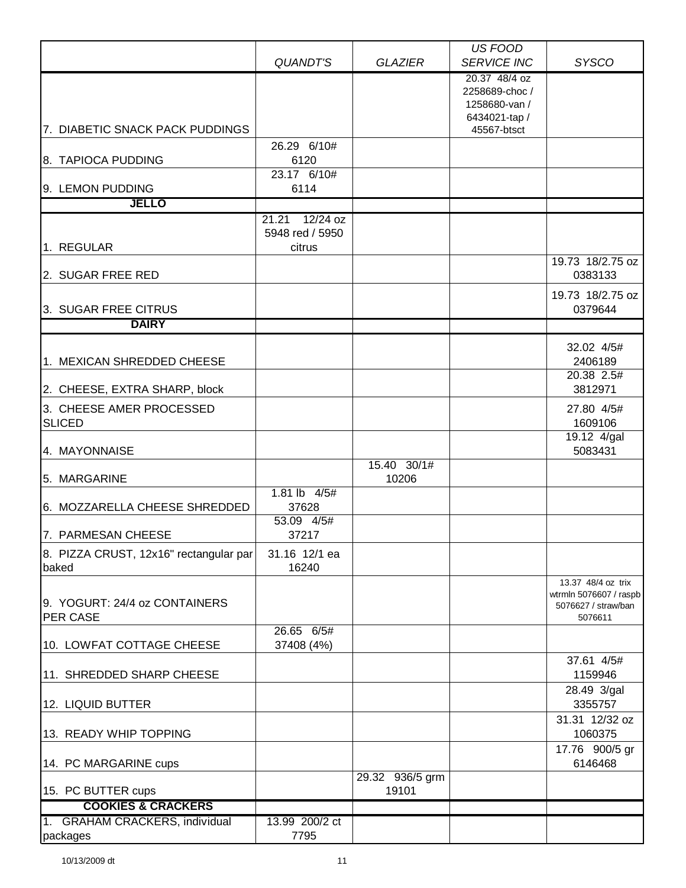| | QUANDT'S | GLAZIER | US FOOD SERVICE INC | SYSCO |
|---|---|---|---|---|
| 7. DIABETIC SNACK PACK PUDDINGS | | | 20.37 48/4 oz 2258689-choc / 1258680-van / 6434021-tap / 45567-btsct | |
| 8. TAPIOCA PUDDING | 26.29 6/10# 6120 | | | |
| 9. LEMON PUDDING | 23.17 6/10# 6114 | | | |
| **JELLO** | | | | |
| 1. REGULAR | 21.21 12/24 oz 5948 red / 5950 citrus | | | |
| 2. SUGAR FREE RED | | | | 19.73 18/2.75 oz 0383133 |
| 3. SUGAR FREE CITRUS | | | | 19.73 18/2.75 oz 0379644 |
| **DAIRY** | | | | |
| 1. MEXICAN SHREDDED CHEESE | | | | 32.02 4/5# 2406189 |
| 2. CHEESE, EXTRA SHARP, block | | | | 20.38 2.5# 3812971 |
| 3. CHEESE AMER PROCESSED SLICED | | | | 27.80 4/5# 1609106 |
| 4. MAYONNAISE | | | | 19.12 4/gal 5083431 |
| 5. MARGARINE | | 15.40 30/1# 10206 | | |
| 6. MOZZARELLA CHEESE SHREDDED | 1.81 lb 4/5# 37628 | | | |
| 7. PARMESAN CHEESE | 53.09 4/5# 37217 | | | |
| 8. PIZZA CRUST, 12x16" rectangular par baked | 31.16 12/1 ea 16240 | | | |
| 9. YOGURT: 24/4 oz CONTAINERS PER CASE | | | | 13.37 48/4 oz trix wtrmln 5076607 / raspb 5076627 / straw/ban 5076611 |
| 10. LOWFAT COTTAGE CHEESE | 26.65 6/5# 37408 (4%) | | | |
| 11. SHREDDED SHARP CHEESE | | | | 37.61 4/5# 1159946 |
| 12. LIQUID BUTTER | | | | 28.49 3/gal 3355757 |
| 13. READY WHIP TOPPING | | | | 31.31 12/32 oz 1060375 |
| 14. PC MARGARINE cups | | | | 17.76 900/5 gr 6146468 |
| 15. PC BUTTER cups | | 29.32 936/5 grm 19101 | | |
| **COOKIES & CRACKERS** | | | | |
| 1. GRAHAM CRACKERS, individual packages | 13.99 200/2 ct 7795 | | | |

10/13/2009 dt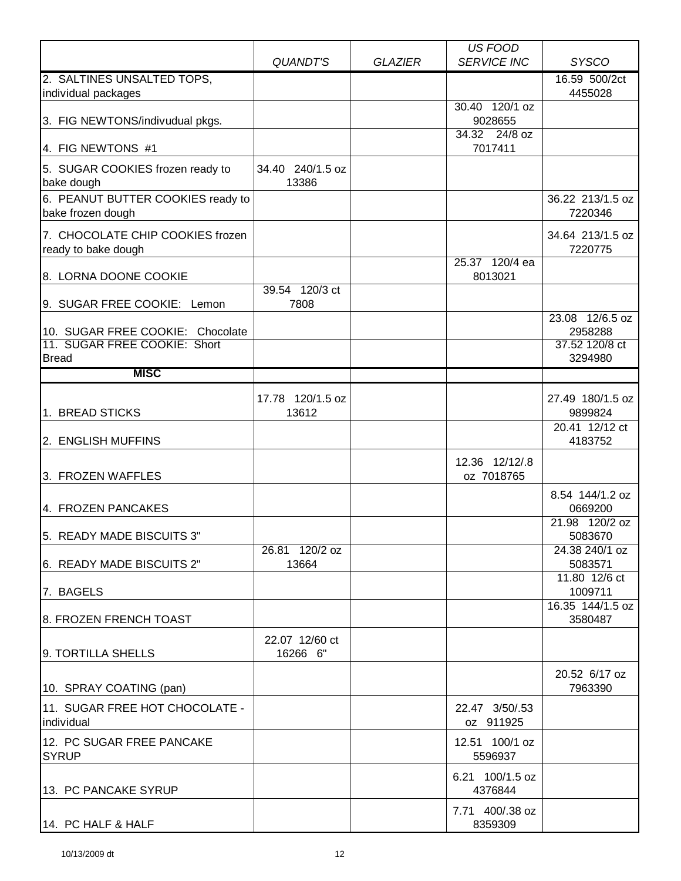| | *QUANDT'S* | *GLAZIER* | *US FOOD SERVICE INC* | *SYSCO* |
|---|---|---|---|---|
| 2. SALTINES UNSALTED TOPS, individual packages | | | | 16.59 500/2ct 4455028 |
| 3. FIG NEWTONS/indivudual pkgs. | | | 30.40 120/1 oz 9028655 | |
| 4. FIG NEWTONS #1 | | | 34.32 24/8 oz 7017411 | |
| 5. SUGAR COOKIES frozen ready to bake dough | 34.40 240/1.5 oz 13386 | | | |
| 6. PEANUT BUTTER COOKIES ready to bake frozen dough | | | | 36.22 213/1.5 oz 7220346 |
| 7. CHOCOLATE CHIP COOKIES frozen ready to bake dough | | | | 34.64 213/1.5 oz 7220775 |
| 8. LORNA DOONE COOKIE | | | 25.37 120/4 ea 8013021 | |
| 9. SUGAR FREE COOKIE: Lemon | 39.54 120/3 ct 7808 | | | |
| 10. SUGAR FREE COOKIE: Chocolate | | | | 23.08 12/6.5 oz 2958288 |
| 11. SUGAR FREE COOKIE: Short Bread | | | | 37.52 120/8 ct 3294980 |
| **MISC** | | | | |
| 1. BREAD STICKS | 17.78 120/1.5 oz 13612 | | | 27.49 180/1.5 oz 9899824 |
| 2. ENGLISH MUFFINS | | | | 20.41 12/12 ct 4183752 |
| 3. FROZEN WAFFLES | | | 12.36 12/12/.8 oz 7018765 | |
| 4. FROZEN PANCAKES | | | | 8.54 144/1.2 oz 0669200 |
| 5. READY MADE BISCUITS 3" | | | | 21.98 120/2 oz 5083670 |
| 6. READY MADE BISCUITS 2" | 26.81 120/2 oz 13664 | | | 24.38 240/1 oz 5083571 |
| 7. BAGELS | | | | 11.80 12/6 ct 1009711 |
| 8. FROZEN FRENCH TOAST | | | | 16.35 144/1.5 oz 3580487 |
| 9. TORTILLA SHELLS | 22.07 12/60 ct 16266 6" | | | |
| 10. SPRAY COATING (pan) | | | | 20.52 6/17 oz 7963390 |
| 11. SUGAR FREE HOT CHOCOLATE - individual | | | 22.47 3/50/.53 oz 911925 | |
| 12. PC SUGAR FREE PANCAKE SYRUP | | | 12.51 100/1 oz 5596937 | |
| 13. PC PANCAKE SYRUP | | | 6.21 100/1.5 oz 4376844 | |
| 14. PC HALF & HALF | | | 7.71 400/.38 oz 8359309 | |

10/13/2009 dt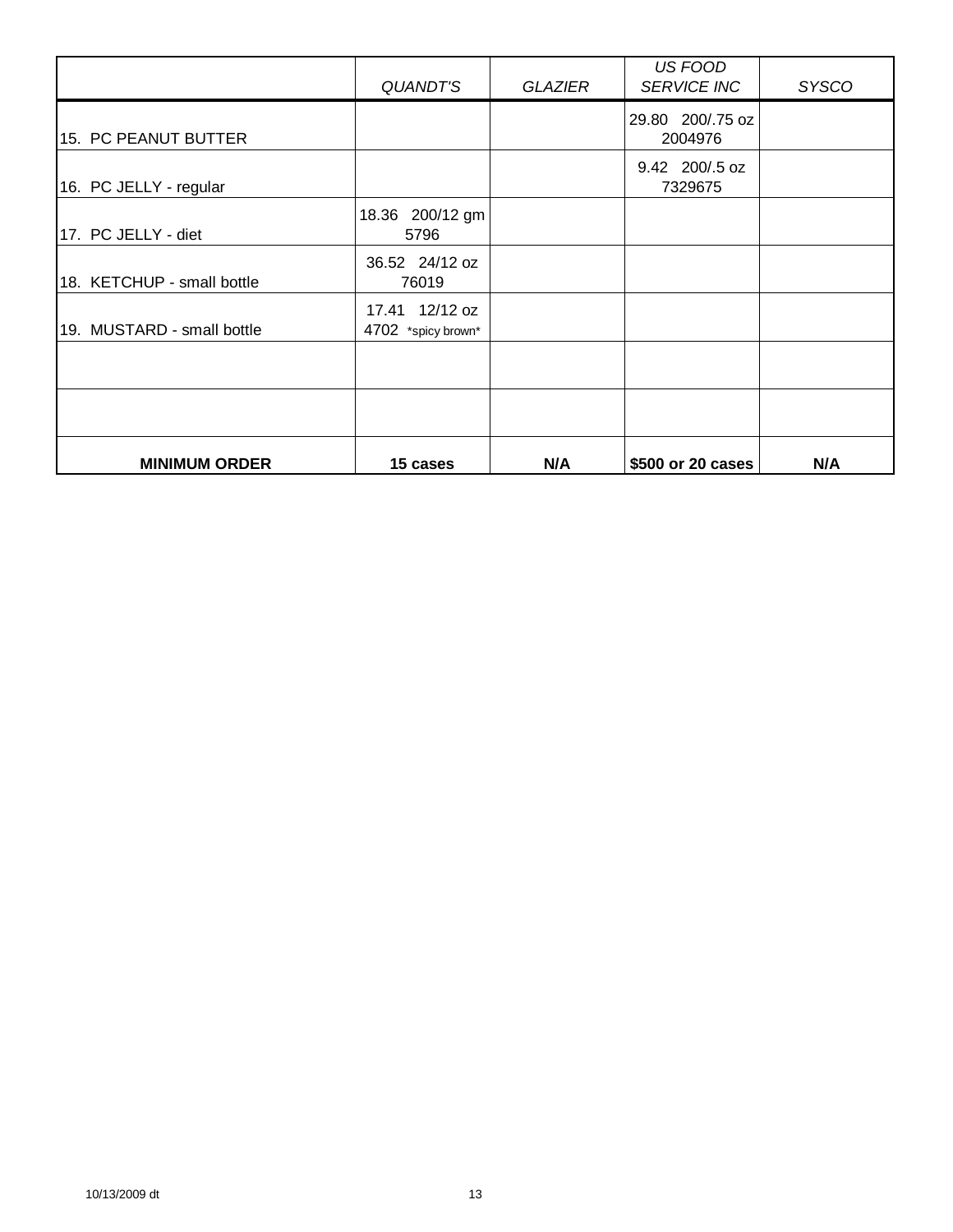| | *QUANDT'S* | *GLAZIER* | *US FOOD SERVICE INC* | *SYSCO* |
|---|---|---|---|---|
| 15. PC PEANUT BUTTER | | | 29.80 200/.75 oz 2004976 | |
| 16. PC JELLY - regular | | | 9.42 200/.5 oz 7329675 | |
| 17. PC JELLY - diet | 18.36 200/12 gm 5796 | | | |
| 18. KETCHUP - small bottle | 36.52 24/12 oz 76019 | | | |
| 19. MUSTARD - small bottle | 17.41 12/12 oz 4702 *spicy brown* | | | |
| | | | | |
| | | | | |
| **MINIMUM ORDER** | **15 cases** | **N/A** | **$500 or 20 cases** | **N/A** |

10/13/2009 dt